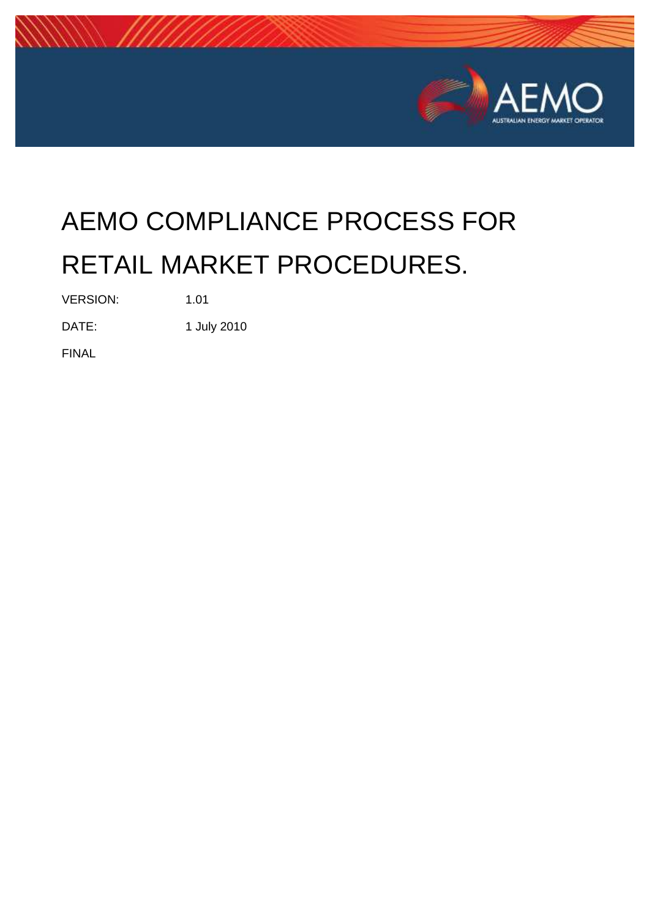# AEMO COMPLIANCE PROCESS FOR RETAIL MARKET PROCEDURES.

VERSION: 1.01

DATE: 1 July 2010

FINAL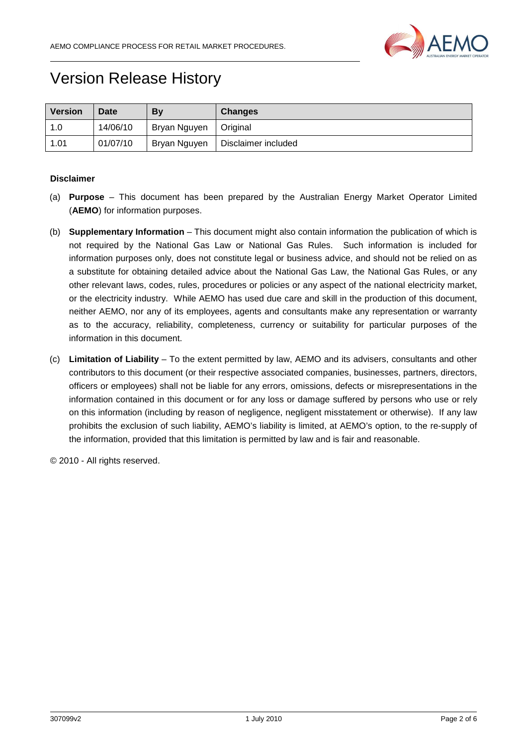# Version Release History

| Version | Date | By | Changes |
|---|---|---|---|
| 1.0 | 14/06/10 | Bryan Nguyen | Original |
| 1.01 | 01/07/10 | Bryan Nguyen | Disclaimer included |

**Disclaimer**

(a) **Purpose** – This document has been prepared by the Australian Energy Market Operator Limited (**AEMO**) for information purposes.

(b) **Supplementary Information** – This document might also contain information the publication of which is not required by the National Gas Law or National Gas Rules. Such information is included for information purposes only, does not constitute legal or business advice, and should not be relied on as a substitute for obtaining detailed advice about the National Gas Law, the National Gas Rules, or any other relevant laws, codes, rules, procedures or policies or any aspect of the national electricity market, or the electricity industry. While AEMO has used due care and skill in the production of this document, neither AEMO, nor any of its employees, agents and consultants make any representation or warranty as to the accuracy, reliability, completeness, currency or suitability for particular purposes of the information in this document.

(c) **Limitation of Liability** – To the extent permitted by law, AEMO and its advisers, consultants and other contributors to this document (or their respective associated companies, businesses, partners, directors, officers or employees) shall not be liable for any errors, omissions, defects or misrepresentations in the information contained in this document or for any loss or damage suffered by persons who use or rely on this information (including by reason of negligence, negligent misstatement or otherwise). If any law prohibits the exclusion of such liability, AEMO's liability is limited, at AEMO's option, to the re-supply of the information, provided that this limitation is permitted by law and is fair and reasonable.

© 2010 - All rights reserved.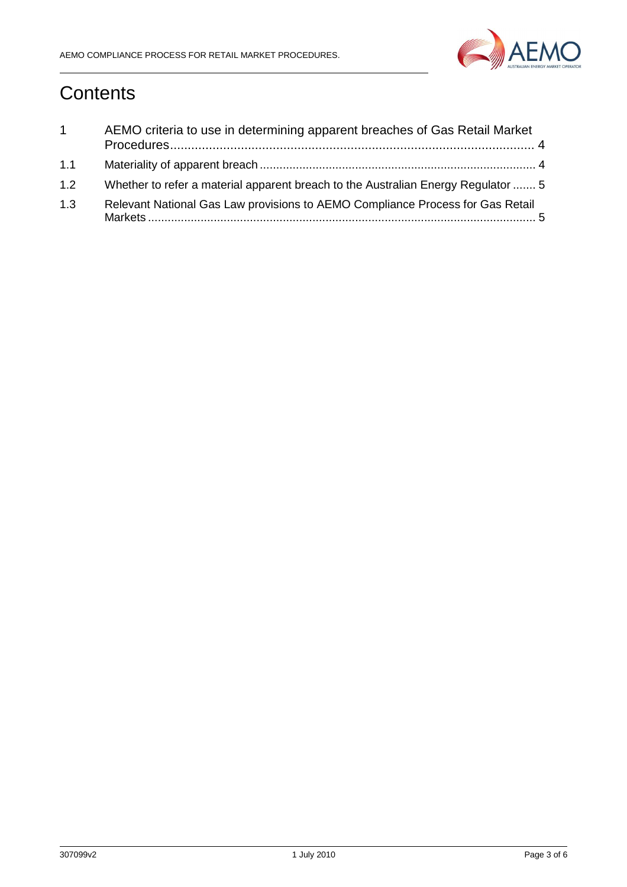# Contents

| | | |
|---|---|---|
| 1 | AEMO criteria to use in determining apparent breaches of Gas Retail Market Procedures | 4 |
| 1.1 | Materiality of apparent breach | 4 |
| 1.2 | Whether to refer a material apparent breach to the Australian Energy Regulator | 5 |
| 1.3 | Relevant National Gas Law provisions to AEMO Compliance Process for Gas Retail Markets | 5 |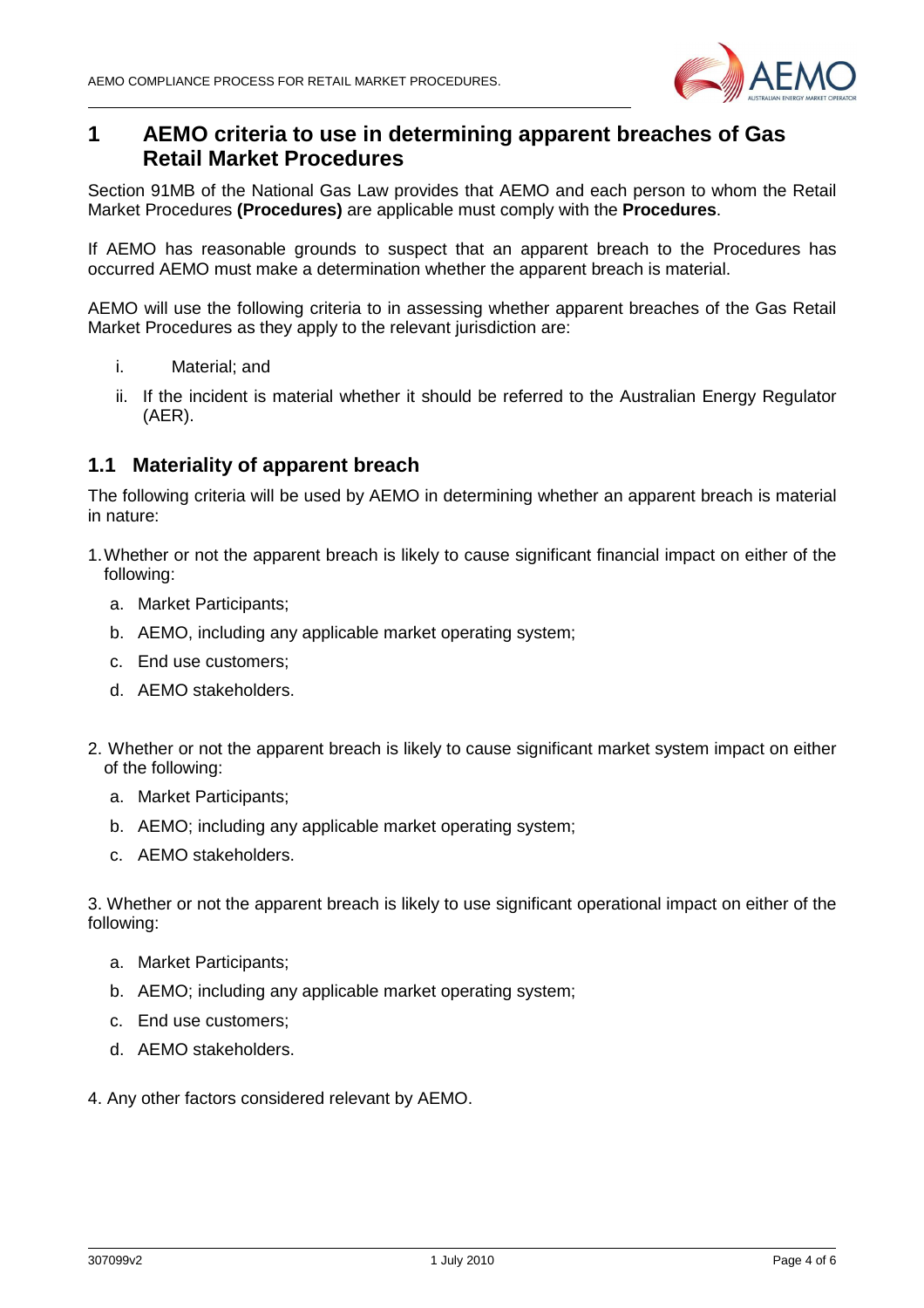# 1 AEMO criteria to use in determining apparent breaches of Gas Retail Market Procedures

Section 91MB of the National Gas Law provides that AEMO and each person to whom the Retail Market Procedures **(Procedures)** are applicable must comply with the **Procedures**.

If AEMO has reasonable grounds to suspect that an apparent breach to the Procedures has occurred AEMO must make a determination whether the apparent breach is material.

AEMO will use the following criteria to in assessing whether apparent breaches of the Gas Retail Market Procedures as they apply to the relevant jurisdiction are:

i. Material; and

ii. If the incident is material whether it should be referred to the Australian Energy Regulator (AER).

## 1.1 Materiality of apparent breach

The following criteria will be used by AEMO in determining whether an apparent breach is material in nature:

1. Whether or not the apparent breach is likely to cause significant financial impact on either of the following:
   a. Market Participants;
   b. AEMO, including any applicable market operating system;
   c. End use customers;
   d. AEMO stakeholders.

2. Whether or not the apparent breach is likely to cause significant market system impact on either of the following:
   a. Market Participants;
   b. AEMO; including any applicable market operating system;
   c. AEMO stakeholders.

3. Whether or not the apparent breach is likely to use significant operational impact on either of the following:
   a. Market Participants;
   b. AEMO; including any applicable market operating system;
   c. End use customers;
   d. AEMO stakeholders.

4. Any other factors considered relevant by AEMO.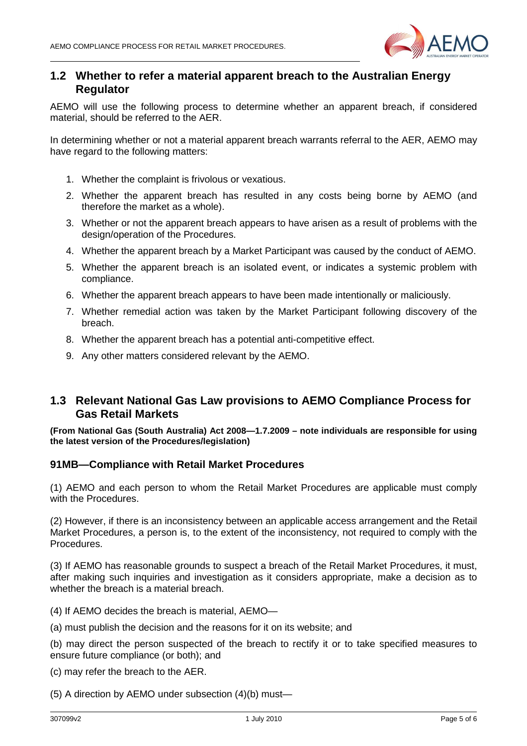## 1.2 Whether to refer a material apparent breach to the Australian Energy Regulator

AEMO will use the following process to determine whether an apparent breach, if considered material, should be referred to the AER.

In determining whether or not a material apparent breach warrants referral to the AER, AEMO may have regard to the following matters:

1. Whether the complaint is frivolous or vexatious.
2. Whether the apparent breach has resulted in any costs being borne by AEMO (and therefore the market as a whole).
3. Whether or not the apparent breach appears to have arisen as a result of problems with the design/operation of the Procedures.
4. Whether the apparent breach by a Market Participant was caused by the conduct of AEMO.
5. Whether the apparent breach is an isolated event, or indicates a systemic problem with compliance.
6. Whether the apparent breach appears to have been made intentionally or maliciously.
7. Whether remedial action was taken by the Market Participant following discovery of the breach.
8. Whether the apparent breach has a potential anti-competitive effect.
9. Any other matters considered relevant by the AEMO.

## 1.3 Relevant National Gas Law provisions to AEMO Compliance Process for Gas Retail Markets

**(From National Gas (South Australia) Act 2008—1.7.2009 – note individuals are responsible for using the latest version of the Procedures/legislation)**

### 91MB—Compliance with Retail Market Procedures

(1) AEMO and each person to whom the Retail Market Procedures are applicable must comply with the Procedures.

(2) However, if there is an inconsistency between an applicable access arrangement and the Retail Market Procedures, a person is, to the extent of the inconsistency, not required to comply with the Procedures.

(3) If AEMO has reasonable grounds to suspect a breach of the Retail Market Procedures, it must, after making such inquiries and investigation as it considers appropriate, make a decision as to whether the breach is a material breach.

(4) If AEMO decides the breach is material, AEMO—

(a) must publish the decision and the reasons for it on its website; and

(b) may direct the person suspected of the breach to rectify it or to take specified measures to ensure future compliance (or both); and

(c) may refer the breach to the AER.

(5) A direction by AEMO under subsection (4)(b) must—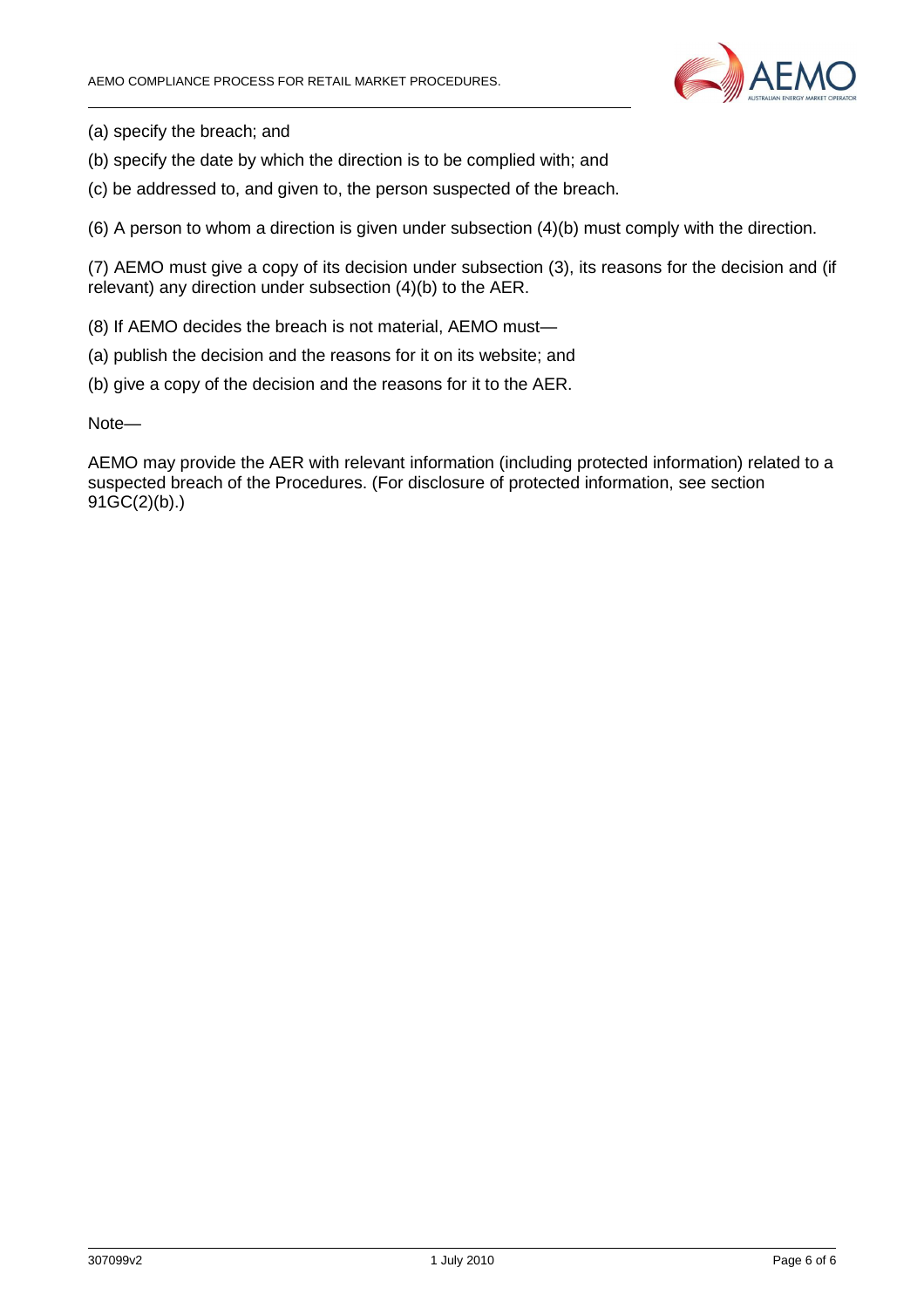(a) specify the breach; and

(b) specify the date by which the direction is to be complied with; and

(c) be addressed to, and given to, the person suspected of the breach.

(6) A person to whom a direction is given under subsection (4)(b) must comply with the direction.

(7) AEMO must give a copy of its decision under subsection (3), its reasons for the decision and (if relevant) any direction under subsection (4)(b) to the AER.

(8) If AEMO decides the breach is not material, AEMO must—

(a) publish the decision and the reasons for it on its website; and

(b) give a copy of the decision and the reasons for it to the AER.

Note—

AEMO may provide the AER with relevant information (including protected information) related to a suspected breach of the Procedures. (For disclosure of protected information, see section 91GC(2)(b).)